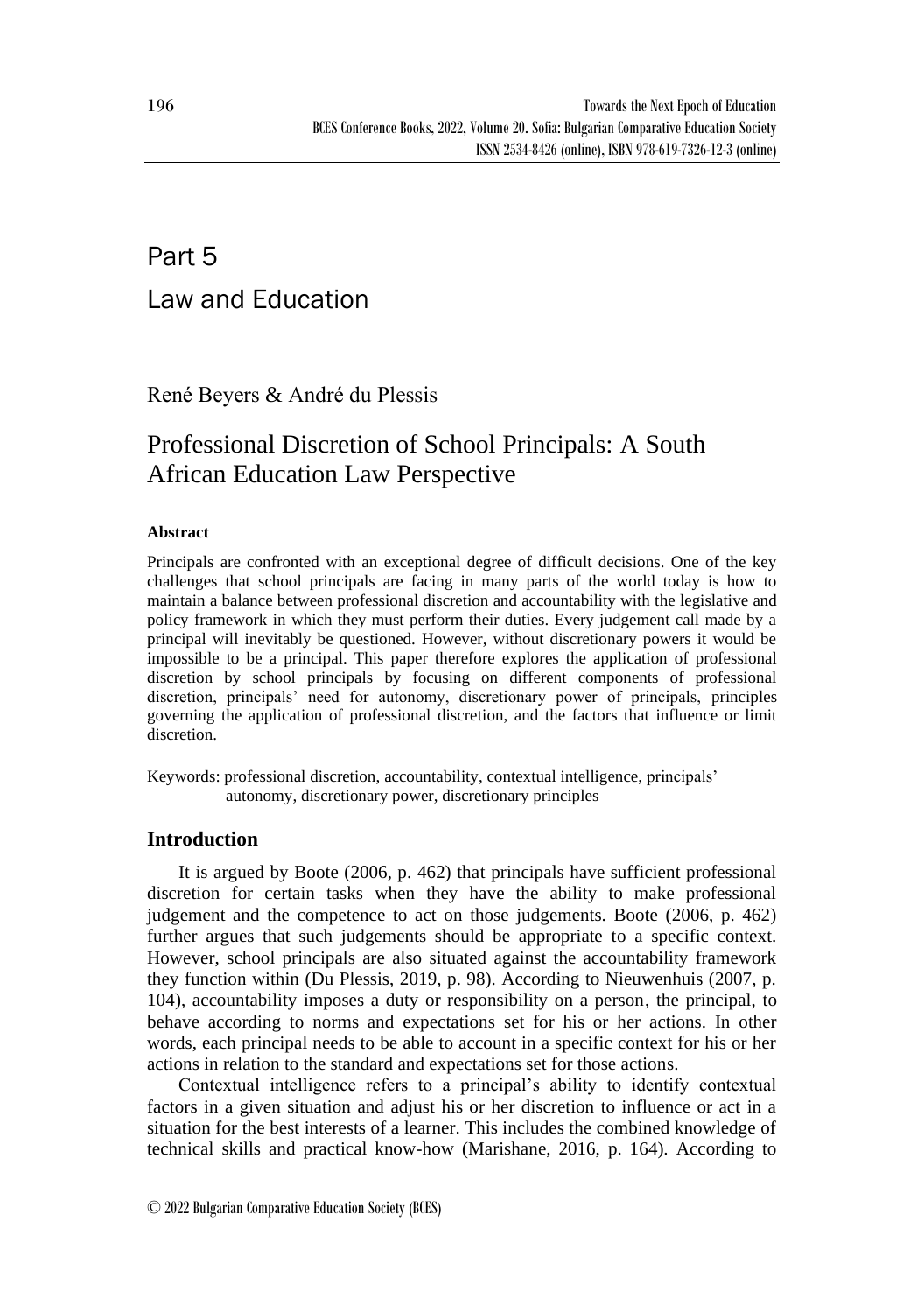# Part 5

# Law and Education

René Beyers & André du Plessis

## Professional Discretion of School Principals: A South African Education Law Perspective

### Abstract

Principals are confronted with an exceptional degree of difficult decisions. One of the key challenges that school principals are facing in many parts of the world today is how to maintain a balance between professional discretion and accountability with the legislative and policy framework in which they must perform their duties. Every judgement call made by a principal will inevitably be questioned. However, without discretionary powers it would be impossible to be a principal. This paper therefore explores the application of professional discretion by school principals by focusing on different components of professional discretion, principals' need for autonomy, discretionary power of principals, principles governing the application of professional discretion, and the factors that influence or limit discretion.

Keywords: professional discretion, accountability, contextual intelligence, principals' autonomy, discretionary power, discretionary principles

### Introduction

It is argued by Boote (2006, p. 462) that principals have sufficient professional discretion for certain tasks when they have the ability to make professional judgement and the competence to act on those judgements. Boote (2006, p. 462) further argues that such judgements should be appropriate to a specific context. However, school principals are also situated against the accountability framework they function within (Du Plessis, 2019, p. 98). According to Nieuwenhuis (2007, p. 104), accountability imposes a duty or responsibility on a person, the principal, to behave according to norms and expectations set for his or her actions. In other words, each principal needs to be able to account in a specific context for his or her actions in relation to the standard and expectations set for those actions.

Contextual intelligence refers to a principal's ability to identify contextual factors in a given situation and adjust his or her discretion to influence or act in a situation for the best interests of a learner. This includes the combined knowledge of technical skills and practical know-how (Marishane, 2016, p. 164). According to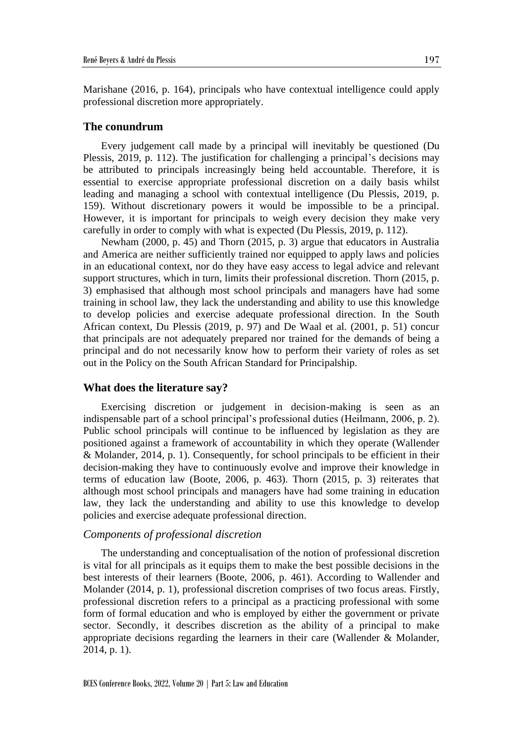Marishane (2016, p. 164), principals who have contextual intelligence could apply professional discretion more appropriately.

## The conundrum

Every judgement call made by a principal will inevitably be questioned (Du Plessis, 2019, p. 112). The justification for challenging a principal's decisions may be attributed to principals increasingly being held accountable. Therefore, it is essential to exercise appropriate professional discretion on a daily basis whilst leading and managing a school with contextual intelligence (Du Plessis, 2019, p. 159). Without discretionary powers it would be impossible to be a principal. However, it is important for principals to weigh every decision they make very carefully in order to comply with what is expected (Du Plessis, 2019, p. 112).

Newham (2000, p. 45) and Thorn (2015, p. 3) argue that educators in Australia and America are neither sufficiently trained nor equipped to apply laws and policies in an educational context, nor do they have easy access to legal advice and relevant support structures, which in turn, limits their professional discretion. Thorn (2015, p. 3) emphasised that although most school principals and managers have had some training in school law, they lack the understanding and ability to use this knowledge to develop policies and exercise adequate professional direction. In the South African context, Du Plessis (2019, p. 97) and De Waal et al. (2001, p. 51) concur that principals are not adequately prepared nor trained for the demands of being a principal and do not necessarily know how to perform their variety of roles as set out in the Policy on the South African Standard for Principalship.

## What does the literature say?

Exercising discretion or judgement in decision-making is seen as an indispensable part of a school principal's professional duties (Heilmann, 2006, p. 2). Public school principals will continue to be influenced by legislation as they are positioned against a framework of accountability in which they operate (Wallender & Molander, 2014, p. 1). Consequently, for school principals to be efficient in their decision-making they have to continuously evolve and improve their knowledge in terms of education law (Boote, 2006, p. 463). Thorn (2015, p. 3) reiterates that although most school principals and managers have had some training in education law, they lack the understanding and ability to use this knowledge to develop policies and exercise adequate professional direction.

### *Components of professional discretion*

The understanding and conceptualisation of the notion of professional discretion is vital for all principals as it equips them to make the best possible decisions in the best interests of their learners (Boote, 2006, p. 461). According to Wallender and Molander (2014, p. 1), professional discretion comprises of two focus areas. Firstly, professional discretion refers to a principal as a practicing professional with some form of formal education and who is employed by either the government or private sector. Secondly, it describes discretion as the ability of a principal to make appropriate decisions regarding the learners in their care (Wallender & Molander, 2014, p. 1).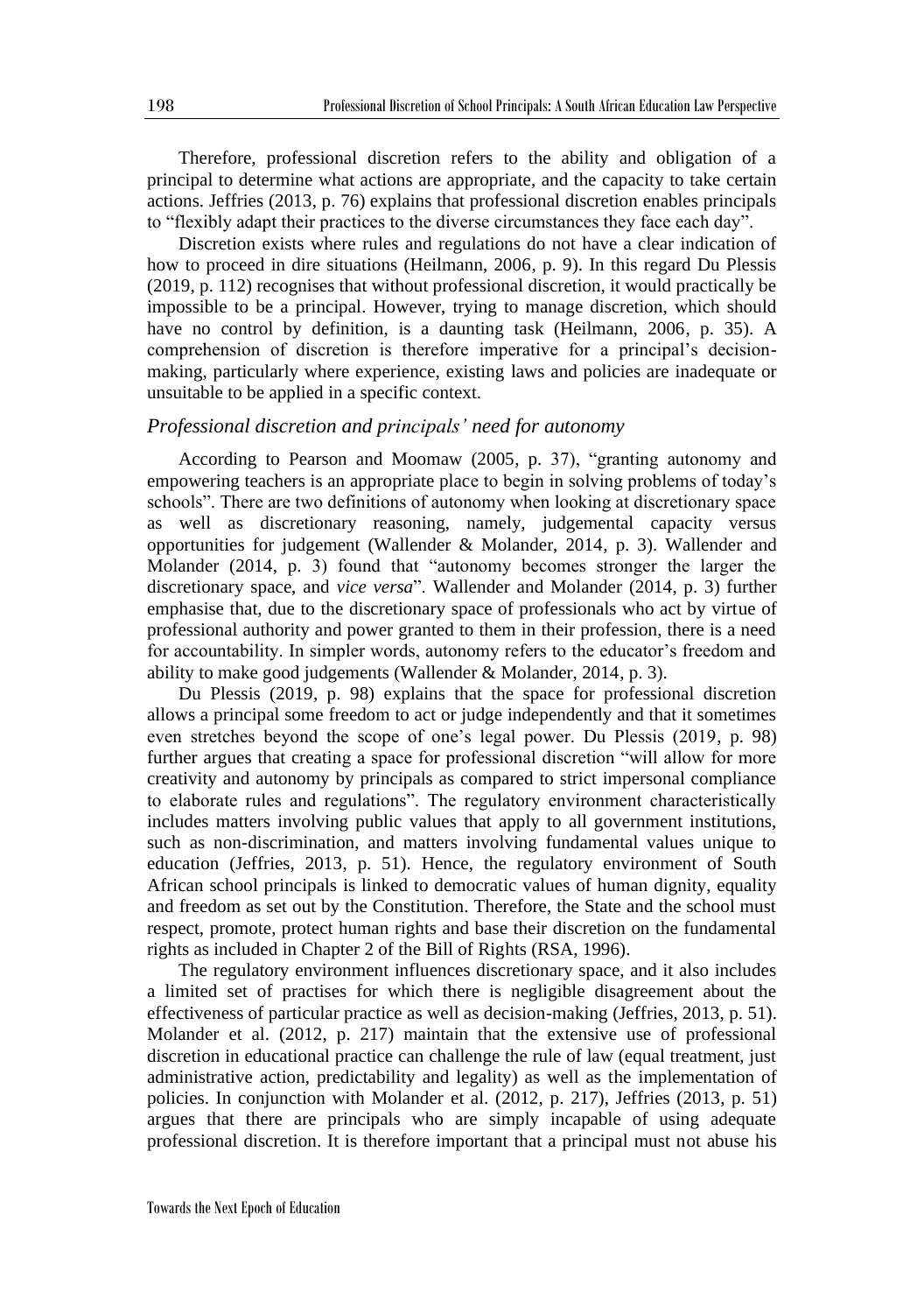Therefore, professional discretion refers to the ability and obligation of a principal to determine what actions are appropriate, and the capacity to take certain actions. Jeffries (2013, p. 76) explains that professional discretion enables principals to "flexibly adapt their practices to the diverse circumstances they face each day".

Discretion exists where rules and regulations do not have a clear indication of how to proceed in dire situations (Heilmann, 2006, p. 9). In this regard Du Plessis (2019, p. 112) recognises that without professional discretion, it would practically be impossible to be a principal. However, trying to manage discretion, which should have no control by definition, is a daunting task (Heilmann, 2006, p. 35). A comprehension of discretion is therefore imperative for a principal's decision-making, particularly where experience, existing laws and policies are inadequate or unsuitable to be applied in a specific context.

### *Professional discretion and principals' need for autonomy*

According to Pearson and Moomaw (2005, p. 37), "granting autonomy and empowering teachers is an appropriate place to begin in solving problems of today's schools". There are two definitions of autonomy when looking at discretionary space as well as discretionary reasoning, namely, judgemental capacity versus opportunities for judgement (Wallender & Molander, 2014, p. 3). Wallender and Molander (2014, p. 3) found that "autonomy becomes stronger the larger the discretionary space, and *vice versa*". Wallender and Molander (2014, p. 3) further emphasise that, due to the discretionary space of professionals who act by virtue of professional authority and power granted to them in their profession, there is a need for accountability. In simpler words, autonomy refers to the educator's freedom and ability to make good judgements (Wallender & Molander, 2014, p. 3).

Du Plessis (2019, p. 98) explains that the space for professional discretion allows a principal some freedom to act or judge independently and that it sometimes even stretches beyond the scope of one's legal power. Du Plessis (2019, p. 98) further argues that creating a space for professional discretion "will allow for more creativity and autonomy by principals as compared to strict impersonal compliance to elaborate rules and regulations". The regulatory environment characteristically includes matters involving public values that apply to all government institutions, such as non-discrimination, and matters involving fundamental values unique to education (Jeffries, 2013, p. 51). Hence, the regulatory environment of South African school principals is linked to democratic values of human dignity, equality and freedom as set out by the Constitution. Therefore, the State and the school must respect, promote, protect human rights and base their discretion on the fundamental rights as included in Chapter 2 of the Bill of Rights (RSA, 1996).

The regulatory environment influences discretionary space, and it also includes a limited set of practises for which there is negligible disagreement about the effectiveness of particular practice as well as decision-making (Jeffries, 2013, p. 51). Molander et al. (2012, p. 217) maintain that the extensive use of professional discretion in educational practice can challenge the rule of law (equal treatment, just administrative action, predictability and legality) as well as the implementation of policies. In conjunction with Molander et al. (2012, p. 217), Jeffries (2013, p. 51) argues that there are principals who are simply incapable of using adequate professional discretion. It is therefore important that a principal must not abuse his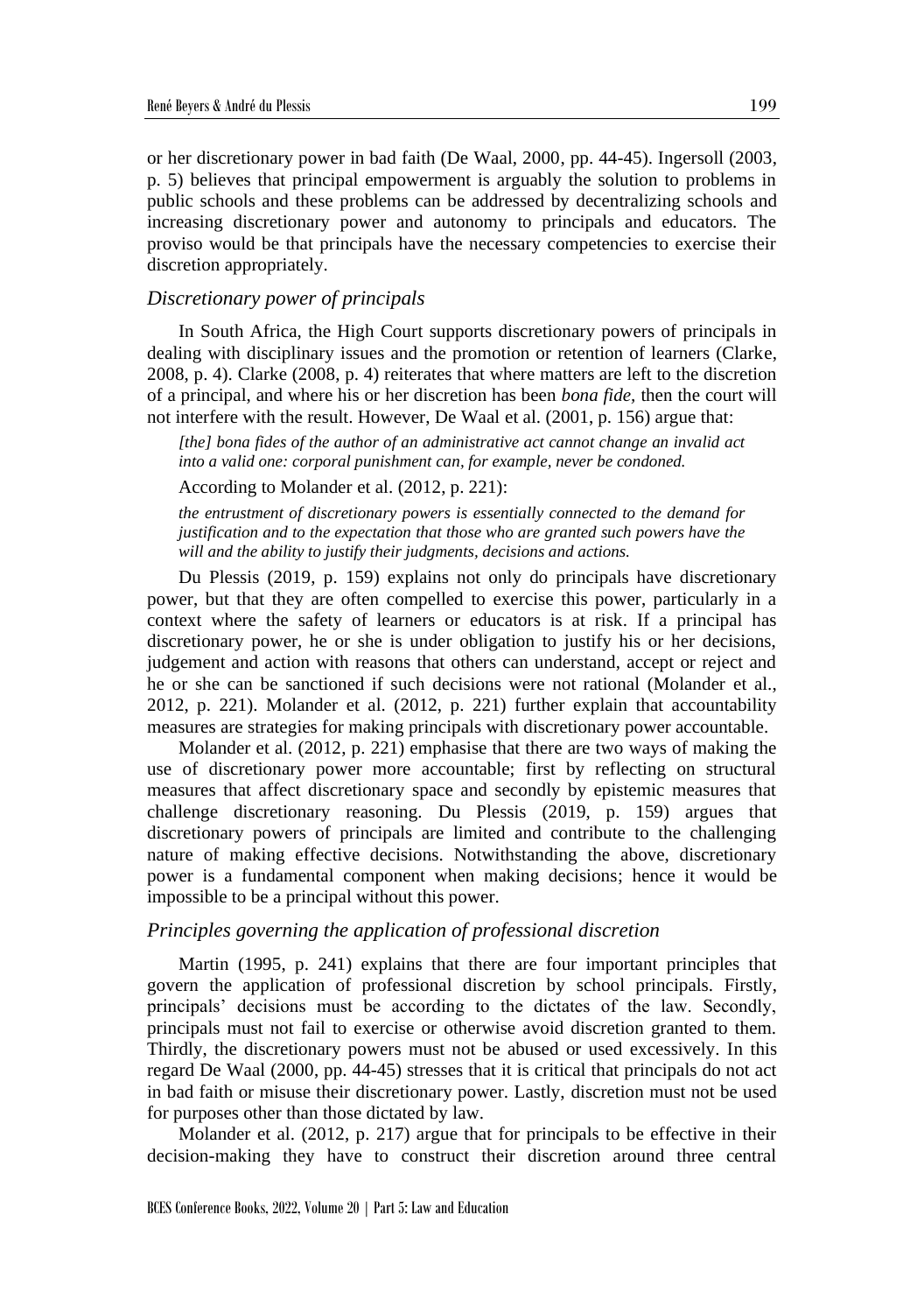or her discretionary power in bad faith (De Waal, 2000, pp. 44-45). Ingersoll (2003, p. 5) believes that principal empowerment is arguably the solution to problems in public schools and these problems can be addressed by decentralizing schools and increasing discretionary power and autonomy to principals and educators. The proviso would be that principals have the necessary competencies to exercise their discretion appropriately.

### *Discretionary power of principals*

In South Africa, the High Court supports discretionary powers of principals in dealing with disciplinary issues and the promotion or retention of learners (Clarke, 2008, p. 4). Clarke (2008, p. 4) reiterates that where matters are left to the discretion of a principal, and where his or her discretion has been *bona fide*, then the court will not interfere with the result. However, De Waal et al. (2001, p. 156) argue that:

> *[the] bona fides of the author of an administrative act cannot change an invalid act into a valid one: corporal punishment can, for example, never be condoned.*

According to Molander et al. (2012, p. 221):

> *the entrustment of discretionary powers is essentially connected to the demand for justification and to the expectation that those who are granted such powers have the will and the ability to justify their judgments, decisions and actions.*

Du Plessis (2019, p. 159) explains not only do principals have discretionary power, but that they are often compelled to exercise this power, particularly in a context where the safety of learners or educators is at risk. If a principal has discretionary power, he or she is under obligation to justify his or her decisions, judgement and action with reasons that others can understand, accept or reject and he or she can be sanctioned if such decisions were not rational (Molander et al., 2012, p. 221). Molander et al. (2012, p. 221) further explain that accountability measures are strategies for making principals with discretionary power accountable.

Molander et al. (2012, p. 221) emphasise that there are two ways of making the use of discretionary power more accountable; first by reflecting on structural measures that affect discretionary space and secondly by epistemic measures that challenge discretionary reasoning. Du Plessis (2019, p. 159) argues that discretionary powers of principals are limited and contribute to the challenging nature of making effective decisions. Notwithstanding the above, discretionary power is a fundamental component when making decisions; hence it would be impossible to be a principal without this power.

### *Principles governing the application of professional discretion*

Martin (1995, p. 241) explains that there are four important principles that govern the application of professional discretion by school principals. Firstly, principals' decisions must be according to the dictates of the law. Secondly, principals must not fail to exercise or otherwise avoid discretion granted to them. Thirdly, the discretionary powers must not be abused or used excessively. In this regard De Waal (2000, pp. 44-45) stresses that it is critical that principals do not act in bad faith or misuse their discretionary power. Lastly, discretion must not be used for purposes other than those dictated by law.

Molander et al. (2012, p. 217) argue that for principals to be effective in their decision-making they have to construct their discretion around three central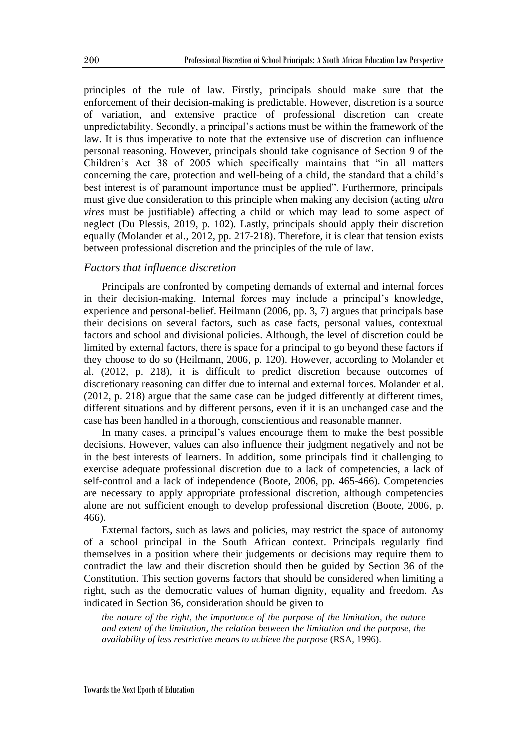principles of the rule of law. Firstly, principals should make sure that the enforcement of their decision-making is predictable. However, discretion is a source of variation, and extensive practice of professional discretion can create unpredictability. Secondly, a principal's actions must be within the framework of the law. It is thus imperative to note that the extensive use of discretion can influence personal reasoning. However, principals should take cognisance of Section 9 of the Children's Act 38 of 2005 which specifically maintains that "in all matters concerning the care, protection and well-being of a child, the standard that a child's best interest is of paramount importance must be applied". Furthermore, principals must give due consideration to this principle when making any decision (acting *ultra vires* must be justifiable) affecting a child or which may lead to some aspect of neglect (Du Plessis, 2019, p. 102). Lastly, principals should apply their discretion equally (Molander et al., 2012, pp. 217-218). Therefore, it is clear that tension exists between professional discretion and the principles of the rule of law.

### *Factors that influence discretion*

Principals are confronted by competing demands of external and internal forces in their decision-making. Internal forces may include a principal's knowledge, experience and personal-belief. Heilmann (2006, pp. 3, 7) argues that principals base their decisions on several factors, such as case facts, personal values, contextual factors and school and divisional policies. Although, the level of discretion could be limited by external factors, there is space for a principal to go beyond these factors if they choose to do so (Heilmann, 2006, p. 120). However, according to Molander et al. (2012, p. 218), it is difficult to predict discretion because outcomes of discretionary reasoning can differ due to internal and external forces. Molander et al. (2012, p. 218) argue that the same case can be judged differently at different times, different situations and by different persons, even if it is an unchanged case and the case has been handled in a thorough, conscientious and reasonable manner.

In many cases, a principal's values encourage them to make the best possible decisions. However, values can also influence their judgment negatively and not be in the best interests of learners. In addition, some principals find it challenging to exercise adequate professional discretion due to a lack of competencies, a lack of self-control and a lack of independence (Boote, 2006, pp. 465-466). Competencies are necessary to apply appropriate professional discretion, although competencies alone are not sufficient enough to develop professional discretion (Boote, 2006, p. 466).

External factors, such as laws and policies, may restrict the space of autonomy of a school principal in the South African context. Principals regularly find themselves in a position where their judgements or decisions may require them to contradict the law and their discretion should then be guided by Section 36 of the Constitution. This section governs factors that should be considered when limiting a right, such as the democratic values of human dignity, equality and freedom. As indicated in Section 36, consideration should be given to

> *the nature of the right, the importance of the purpose of the limitation, the nature and extent of the limitation, the relation between the limitation and the purpose, the availability of less restrictive means to achieve the purpose* (RSA, 1996).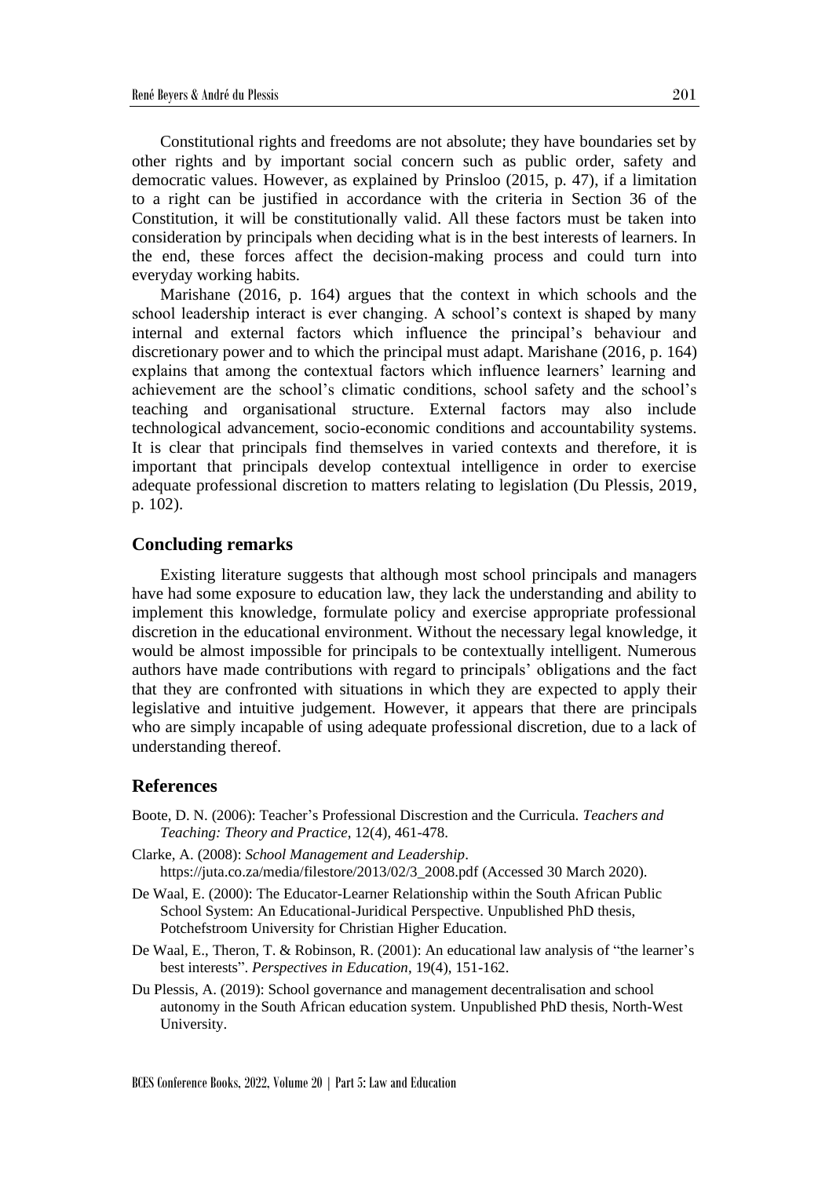Constitutional rights and freedoms are not absolute; they have boundaries set by other rights and by important social concern such as public order, safety and democratic values. However, as explained by Prinsloo (2015, p. 47), if a limitation to a right can be justified in accordance with the criteria in Section 36 of the Constitution, it will be constitutionally valid. All these factors must be taken into consideration by principals when deciding what is in the best interests of learners. In the end, these forces affect the decision-making process and could turn into everyday working habits.

Marishane (2016, p. 164) argues that the context in which schools and the school leadership interact is ever changing. A school's context is shaped by many internal and external factors which influence the principal's behaviour and discretionary power and to which the principal must adapt. Marishane (2016, p. 164) explains that among the contextual factors which influence learners' learning and achievement are the school's climatic conditions, school safety and the school's teaching and organisational structure. External factors may also include technological advancement, socio-economic conditions and accountability systems. It is clear that principals find themselves in varied contexts and therefore, it is important that principals develop contextual intelligence in order to exercise adequate professional discretion to matters relating to legislation (Du Plessis, 2019, p. 102).

## Concluding remarks

Existing literature suggests that although most school principals and managers have had some exposure to education law, they lack the understanding and ability to implement this knowledge, formulate policy and exercise appropriate professional discretion in the educational environment. Without the necessary legal knowledge, it would be almost impossible for principals to be contextually intelligent. Numerous authors have made contributions with regard to principals' obligations and the fact that they are confronted with situations in which they are expected to apply their legislative and intuitive judgement. However, it appears that there are principals who are simply incapable of using adequate professional discretion, due to a lack of understanding thereof.

## References

Boote, D. N. (2006): Teacher's Professional Discrestion and the Curricula. *Teachers and Teaching: Theory and Practice*, 12(4), 461-478.

Clarke, A. (2008): *School Management and Leadership*. https://juta.co.za/media/filestore/2013/02/3_2008.pdf (Accessed 30 March 2020).

De Waal, E. (2000): The Educator-Learner Relationship within the South African Public School System: An Educational-Juridical Perspective. Unpublished PhD thesis, Potchefstroom University for Christian Higher Education.

De Waal, E., Theron, T. & Robinson, R. (2001): An educational law analysis of "the learner's best interests". *Perspectives in Education*, 19(4), 151-162.

Du Plessis, A. (2019): School governance and management decentralisation and school autonomy in the South African education system. Unpublished PhD thesis, North-West University.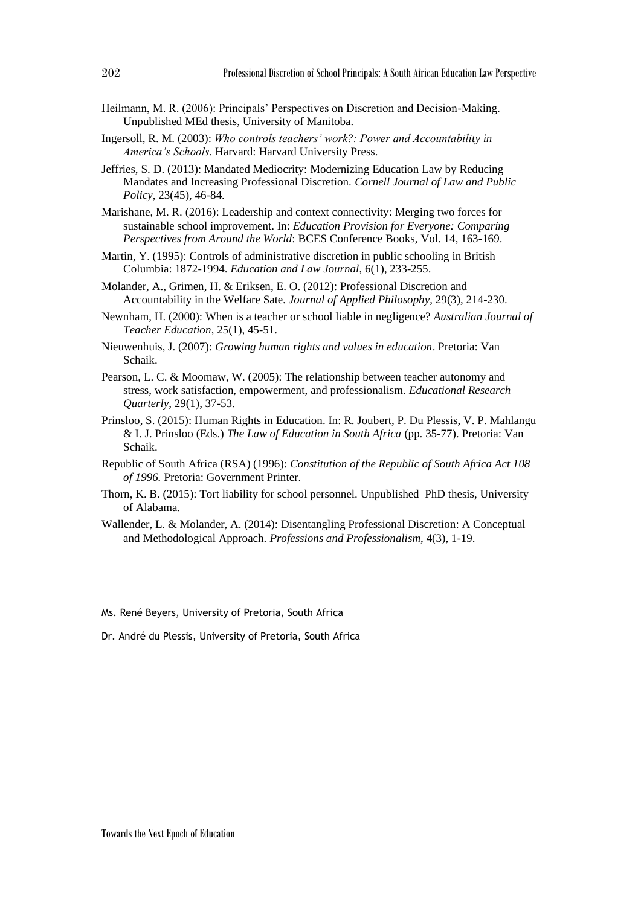Heilmann, M. R. (2006): Principals' Perspectives on Discretion and Decision-Making. Unpublished MEd thesis, University of Manitoba.

Ingersoll, R. M. (2003): *Who controls teachers' work?: Power and Accountability in America's Schools*. Harvard: Harvard University Press.

Jeffries, S. D. (2013): Mandated Mediocrity: Modernizing Education Law by Reducing Mandates and Increasing Professional Discretion. *Cornell Journal of Law and Public Policy*, 23(45), 46-84.

Marishane, M. R. (2016): Leadership and context connectivity: Merging two forces for sustainable school improvement. In: *Education Provision for Everyone: Comparing Perspectives from Around the World*: BCES Conference Books, Vol. 14, 163-169.

Martin, Y. (1995): Controls of administrative discretion in public schooling in British Columbia: 1872-1994. *Education and Law Journal*, 6(1), 233-255.

Molander, A., Grimen, H. & Eriksen, E. O. (2012): Professional Discretion and Accountability in the Welfare Sate. *Journal of Applied Philosophy*, 29(3), 214-230.

Newnham, H. (2000): When is a teacher or school liable in negligence? *Australian Journal of Teacher Education*, 25(1), 45-51.

Nieuwenhuis, J. (2007): *Growing human rights and values in education*. Pretoria: Van Schaik.

Pearson, L. C. & Moomaw, W. (2005): The relationship between teacher autonomy and stress, work satisfaction, empowerment, and professionalism. *Educational Research Quarterly*, 29(1), 37-53.

Prinsloo, S. (2015): Human Rights in Education. In: R. Joubert, P. Du Plessis, V. P. Mahlangu & I. J. Prinsloo (Eds.) *The Law of Education in South Africa* (pp. 35-77). Pretoria: Van Schaik.

Republic of South Africa (RSA) (1996): *Constitution of the Republic of South Africa Act 108 of 1996.* Pretoria: Government Printer.

Thorn, K. B. (2015): Tort liability for school personnel. Unpublished PhD thesis, University of Alabama.

Wallender, L. & Molander, A. (2014): Disentangling Professional Discretion: A Conceptual and Methodological Approach. *Professions and Professionalism*, 4(3), 1-19.

Ms. René Beyers, University of Pretoria, South Africa

Dr. André du Plessis, University of Pretoria, South Africa